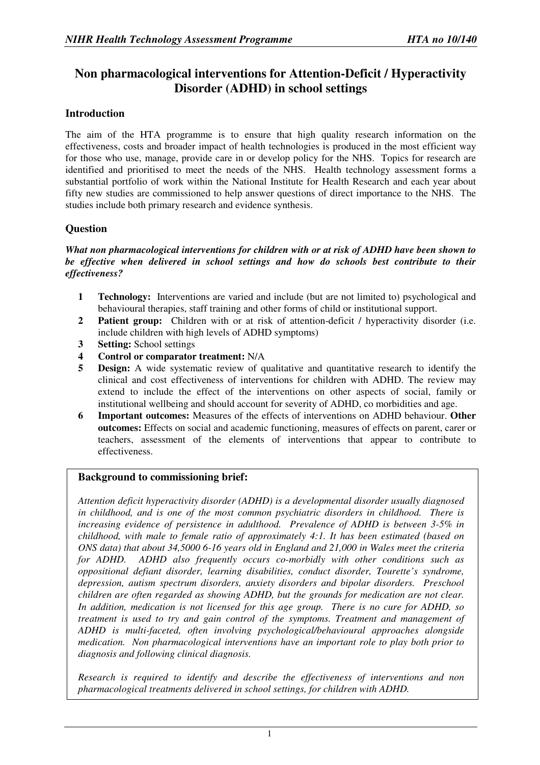# Non pharmacological interventions for Attention-Deficit / Hyperactivity Disorder (ADHD) in school settings

## Introduction

The aim of the HTA programme is to ensure that high quality research information on the effectiveness, costs and broader impact of health technologies is produced in the most efficient way for those who use, manage, provide care in or develop policy for the NHS. Topics for research are identified and prioritised to meet the needs of the NHS. Health technology assessment forms a substantial portfolio of work within the National Institute for Health Research and each year about fifty new studies are commissioned to help answer questions of direct importance to the NHS. The studies include both primary research and evidence synthesis.

## Question

***What non pharmacological interventions for children with or at risk of ADHD have been shown to be effective when delivered in school settings and how do schools best contribute to their effectiveness?***

1. **Technology:** Interventions are varied and include (but are not limited to) psychological and behavioural therapies, staff training and other forms of child or institutional support.
2. **Patient group:** Children with or at risk of attention-deficit / hyperactivity disorder (i.e. include children with high levels of ADHD symptoms)
3. **Setting:** School settings
4. **Control or comparator treatment:** N/A
5. **Design:** A wide systematic review of qualitative and quantitative research to identify the clinical and cost effectiveness of interventions for children with ADHD. The review may extend to include the effect of the interventions on other aspects of social, family or institutional wellbeing and should account for severity of ADHD, co morbidities and age.
6. **Important outcomes:** Measures of the effects of interventions on ADHD behaviour. **Other outcomes:** Effects on social and academic functioning, measures of effects on parent, carer or teachers, assessment of the elements of interventions that appear to contribute to effectiveness.

### Background to commissioning brief:

*Attention deficit hyperactivity disorder (ADHD) is a developmental disorder usually diagnosed in childhood, and is one of the most common psychiatric disorders in childhood. There is increasing evidence of persistence in adulthood. Prevalence of ADHD is between 3-5% in childhood, with male to female ratio of approximately 4:1. It has been estimated (based on ONS data) that about 34,5000 6-16 years old in England and 21,000 in Wales meet the criteria for ADHD. ADHD also frequently occurs co-morbidly with other conditions such as oppositional defiant disorder, learning disabilities, conduct disorder, Tourette's syndrome, depression, autism spectrum disorders, anxiety disorders and bipolar disorders. Preschool children are often regarded as showing ADHD, but the grounds for medication are not clear. In addition, medication is not licensed for this age group. There is no cure for ADHD, so treatment is used to try and gain control of the symptoms. Treatment and management of ADHD is multi-faceted, often involving psychological/behavioural approaches alongside medication. Non pharmacological interventions have an important role to play both prior to diagnosis and following clinical diagnosis.*

*Research is required to identify and describe the effectiveness of interventions and non pharmacological treatments delivered in school settings, for children with ADHD.*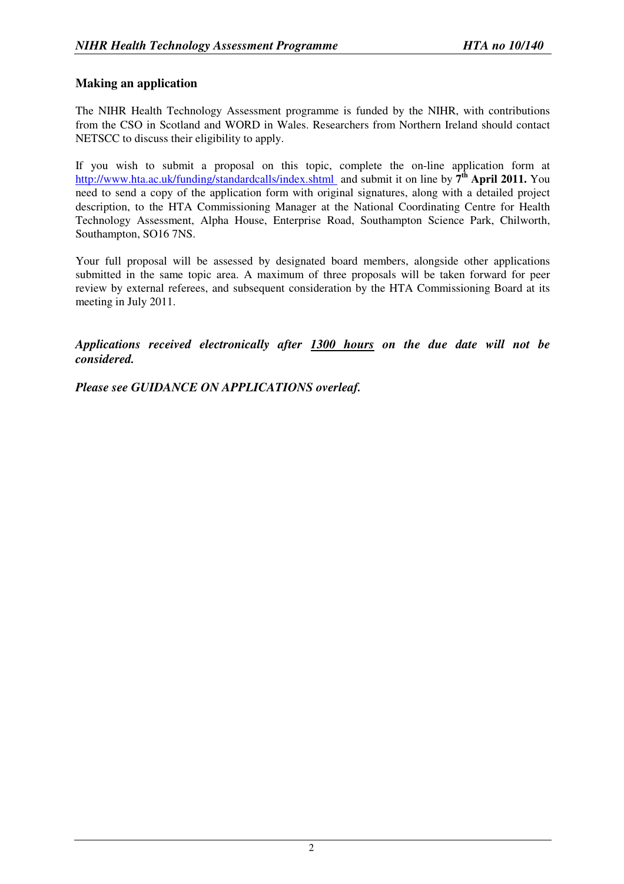### Making an application

The NIHR Health Technology Assessment programme is funded by the NIHR, with contributions from the CSO in Scotland and WORD in Wales. Researchers from Northern Ireland should contact NETSCC to discuss their eligibility to apply.

If you wish to submit a proposal on this topic, complete the on-line application form at http://www.hta.ac.uk/funding/standardcalls/index.shtml and submit it on line by **7th April 2011.** You need to send a copy of the application form with original signatures, along with a detailed project description, to the HTA Commissioning Manager at the National Coordinating Centre for Health Technology Assessment, Alpha House, Enterprise Road, Southampton Science Park, Chilworth, Southampton, SO16 7NS.

Your full proposal will be assessed by designated board members, alongside other applications submitted in the same topic area. A maximum of three proposals will be taken forward for peer review by external referees, and subsequent consideration by the HTA Commissioning Board at its meeting in July 2011.

***Applications received electronically after 1300 hours on the due date will not be considered.***

***Please see GUIDANCE ON APPLICATIONS overleaf.***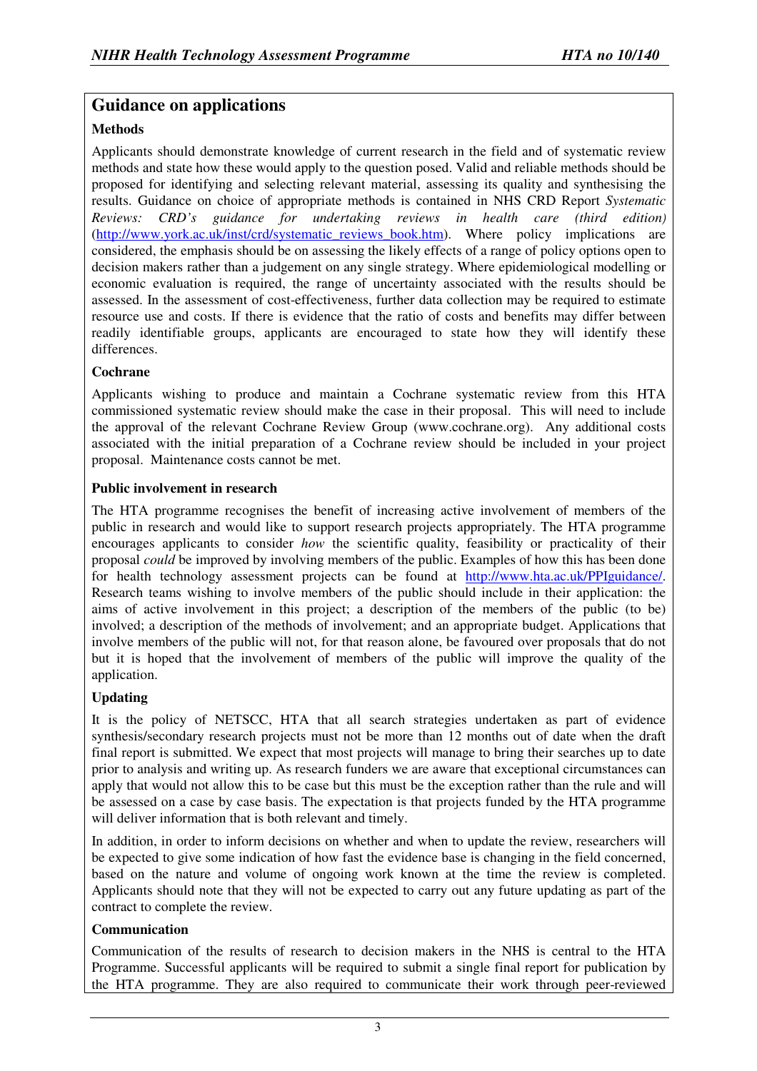## Guidance on applications

### Methods

Applicants should demonstrate knowledge of current research in the field and of systematic review methods and state how these would apply to the question posed. Valid and reliable methods should be proposed for identifying and selecting relevant material, assessing its quality and synthesising the results. Guidance on choice of appropriate methods is contained in NHS CRD Report *Systematic Reviews: CRD's guidance for undertaking reviews in health care (third edition)* (http://www.york.ac.uk/inst/crd/systematic_reviews_book.htm). Where policy implications are considered, the emphasis should be on assessing the likely effects of a range of policy options open to decision makers rather than a judgement on any single strategy. Where epidemiological modelling or economic evaluation is required, the range of uncertainty associated with the results should be assessed. In the assessment of cost-effectiveness, further data collection may be required to estimate resource use and costs. If there is evidence that the ratio of costs and benefits may differ between readily identifiable groups, applicants are encouraged to state how they will identify these differences.

### Cochrane

Applicants wishing to produce and maintain a Cochrane systematic review from this HTA commissioned systematic review should make the case in their proposal. This will need to include the approval of the relevant Cochrane Review Group (www.cochrane.org). Any additional costs associated with the initial preparation of a Cochrane review should be included in your project proposal. Maintenance costs cannot be met.

### Public involvement in research

The HTA programme recognises the benefit of increasing active involvement of members of the public in research and would like to support research projects appropriately. The HTA programme encourages applicants to consider *how* the scientific quality, feasibility or practicality of their proposal *could* be improved by involving members of the public. Examples of how this has been done for health technology assessment projects can be found at http://www.hta.ac.uk/PPIguidance/. Research teams wishing to involve members of the public should include in their application: the aims of active involvement in this project; a description of the members of the public (to be) involved; a description of the methods of involvement; and an appropriate budget. Applications that involve members of the public will not, for that reason alone, be favoured over proposals that do not but it is hoped that the involvement of members of the public will improve the quality of the application.

### Updating

It is the policy of NETSCC, HTA that all search strategies undertaken as part of evidence synthesis/secondary research projects must not be more than 12 months out of date when the draft final report is submitted. We expect that most projects will manage to bring their searches up to date prior to analysis and writing up. As research funders we are aware that exceptional circumstances can apply that would not allow this to be case but this must be the exception rather than the rule and will be assessed on a case by case basis. The expectation is that projects funded by the HTA programme will deliver information that is both relevant and timely.

In addition, in order to inform decisions on whether and when to update the review, researchers will be expected to give some indication of how fast the evidence base is changing in the field concerned, based on the nature and volume of ongoing work known at the time the review is completed. Applicants should note that they will not be expected to carry out any future updating as part of the contract to complete the review.

### Communication

Communication of the results of research to decision makers in the NHS is central to the HTA Programme. Successful applicants will be required to submit a single final report for publication by the HTA programme. They are also required to communicate their work through peer-reviewed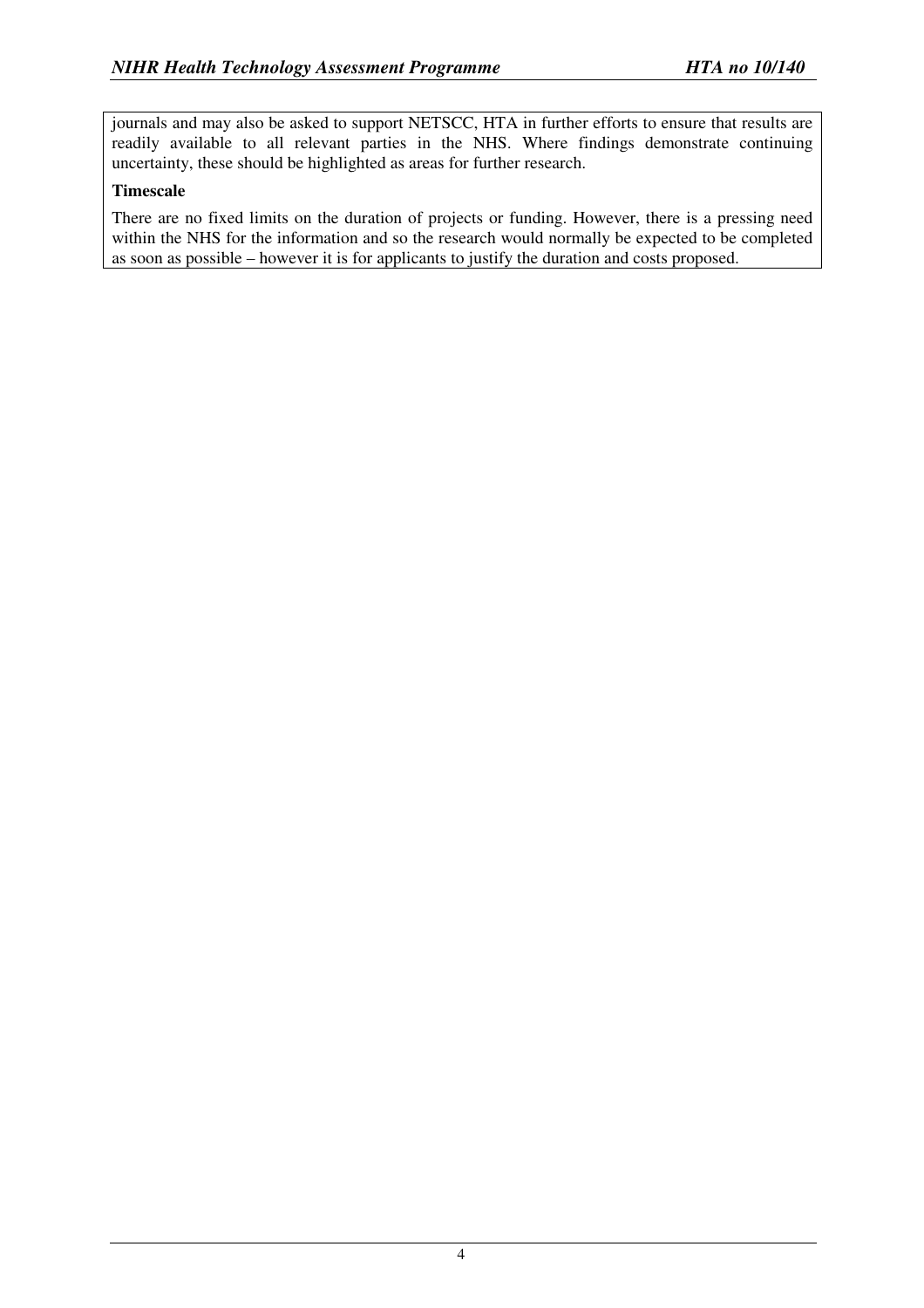journals and may also be asked to support NETSCC, HTA in further efforts to ensure that results are readily available to all relevant parties in the NHS. Where findings demonstrate continuing uncertainty, these should be highlighted as areas for further research.

**Timescale**

There are no fixed limits on the duration of projects or funding. However, there is a pressing need within the NHS for the information and so the research would normally be expected to be completed as soon as possible – however it is for applicants to justify the duration and costs proposed.